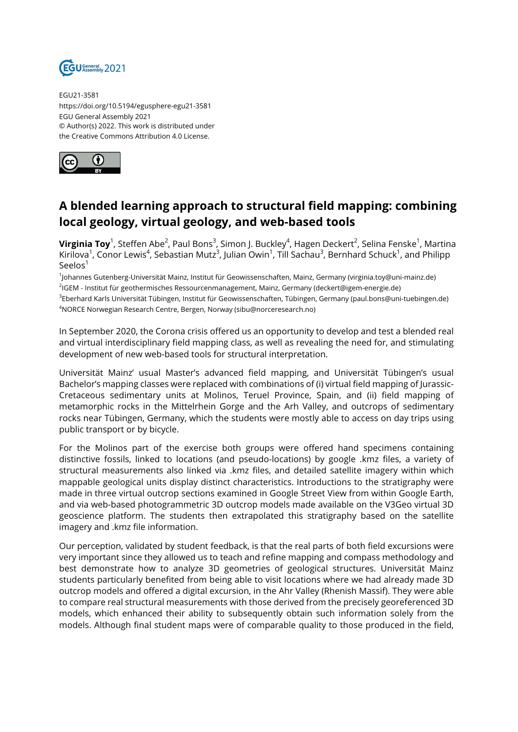EGU21-3581
https://doi.org/10.5194/egusphere-egu21-3581
EGU General Assembly 2021
© Author(s) 2022. This work is distributed under
the Creative Commons Attribution 4.0 License.

# A blended learning approach to structural field mapping: combining local geology, virtual geology, and web-based tools

**Virginia Toy**[1], Steffen Abe[2], Paul Bons[3], Simon J. Buckley[4], Hagen Deckert[2], Selina Fenske[1], Martina Kirilova[1], Conor Lewis[4], Sebastian Mutz[3], Julian Owin[1], Till Sachau[3], Bernhard Schuck[1], and Philipp Seelos[1]

[1]Johannes Gutenberg-Universität Mainz, Institut für Geowissenschaften, Mainz, Germany (virginia.toy@uni-mainz.de)
[2]IGEM - Institut für geothermisches Ressourcenmanagement, Mainz, Germany (deckert@igem-energie.de)
[3]Eberhard Karls Universität Tübingen, Institut für Geowissenschaften, Tübingen, Germany (paul.bons@uni-tuebingen.de)
[4]NORCE Norwegian Research Centre, Bergen, Norway (sibu@norceresearch.no)

In September 2020, the Corona crisis offered us an opportunity to develop and test a blended real and virtual interdisciplinary field mapping class, as well as revealing the need for, and stimulating development of new web-based tools for structural interpretation.

Universität Mainz' usual Master's advanced field mapping, and Universität Tübingen's usual Bachelor's mapping classes were replaced with combinations of (i) virtual field mapping of Jurassic-Cretaceous sedimentary units at Molinos, Teruel Province, Spain, and (ii) field mapping of metamorphic rocks in the Mittelrhein Gorge and the Arh Valley, and outcrops of sedimentary rocks near Tübingen, Germany, which the students were mostly able to access on day trips using public transport or by bicycle.

For the Molinos part of the exercise both groups were offered hand specimens containing distinctive fossils, linked to locations (and pseudo-locations) by google .kmz files, a variety of structural measurements also linked via .kmz files, and detailed satellite imagery within which mappable geological units display distinct characteristics. Introductions to the stratigraphy were made in three virtual outcrop sections examined in Google Street View from within Google Earth, and via web-based photogrammetric 3D outcrop models made available on the V3Geo virtual 3D geoscience platform. The students then extrapolated this stratigraphy based on the satellite imagery and .kmz file information.

Our perception, validated by student feedback, is that the real parts of both field excursions were very important since they allowed us to teach and refine mapping and compass methodology and best demonstrate how to analyze 3D geometries of geological structures. Universität Mainz students particularly benefited from being able to visit locations where we had already made 3D outcrop models and offered a digital excursion, in the Ahr Valley (Rhenish Massif). They were able to compare real structural measurements with those derived from the precisely georeferenced 3D models, which enhanced their ability to subsequently obtain such information solely from the models. Although final student maps were of comparable quality to those produced in the field,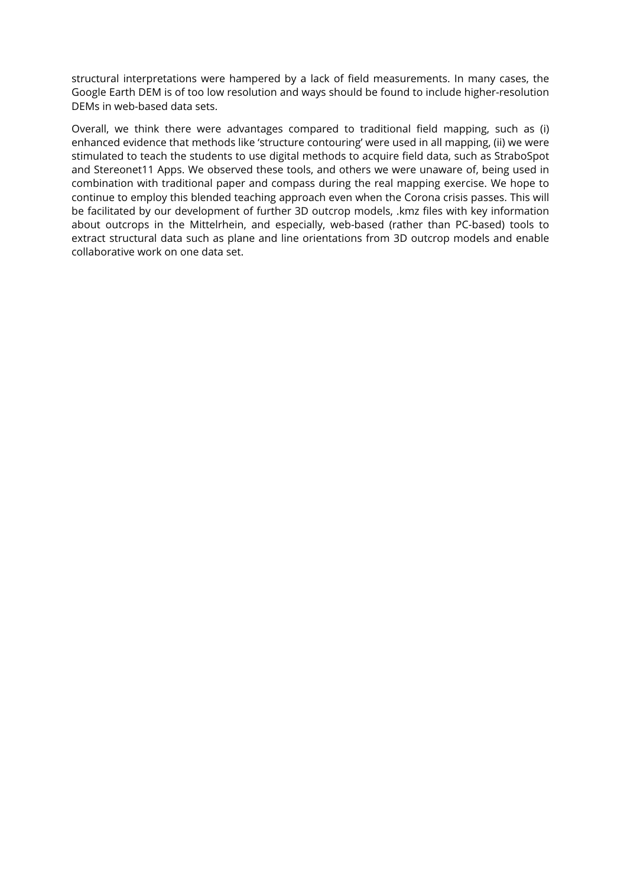structural interpretations were hampered by a lack of field measurements. In many cases, the Google Earth DEM is of too low resolution and ways should be found to include higher-resolution DEMs in web-based data sets.

Overall, we think there were advantages compared to traditional field mapping, such as (i) enhanced evidence that methods like 'structure contouring' were used in all mapping, (ii) we were stimulated to teach the students to use digital methods to acquire field data, such as StraboSpot and Stereonet11 Apps. We observed these tools, and others we were unaware of, being used in combination with traditional paper and compass during the real mapping exercise. We hope to continue to employ this blended teaching approach even when the Corona crisis passes. This will be facilitated by our development of further 3D outcrop models, .kmz files with key information about outcrops in the Mittelrhein, and especially, web-based (rather than PC-based) tools to extract structural data such as plane and line orientations from 3D outcrop models and enable collaborative work on one data set.